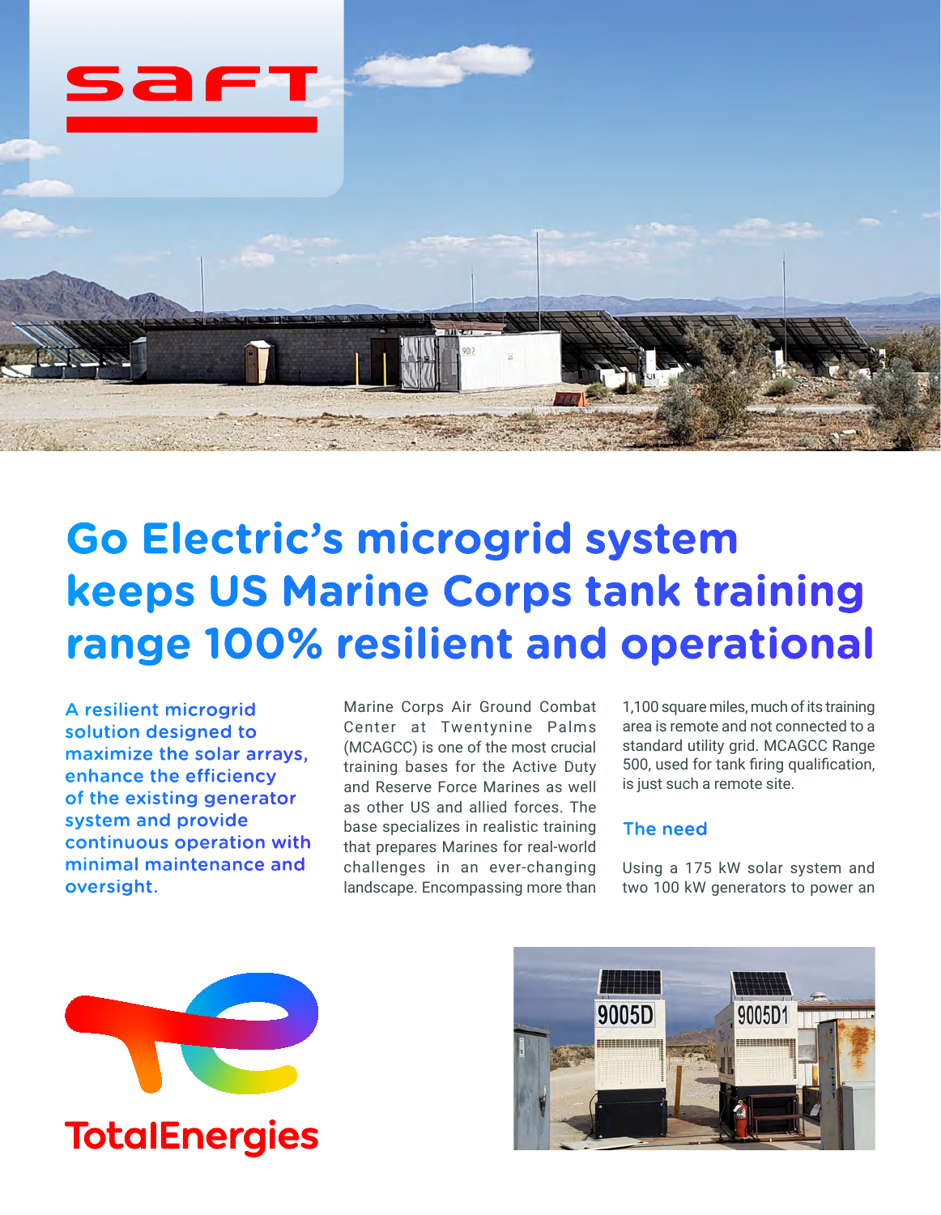# Go Electric's microgrid system keeps US Marine Corps tank training range 100% resilient and operational

**A resilient microgrid solution designed to maximize the solar arrays, enhance the efficiency of the existing generator system and provide continuous operation with minimal maintenance and oversight.**

Marine Corps Air Ground Combat Center at Twentynine Palms (MCAGCC) is one of the most crucial training bases for the Active Duty and Reserve Force Marines as well as other US and allied forces. The base specializes in realistic training that prepares Marines for real-world challenges in an ever-changing landscape. Encompassing more than 1,100 square miles, much of its training area is remote and not connected to a standard utility grid. MCAGCC Range 500, used for tank firing qualification, is just such a remote site.

## The need

Using a 175 kW solar system and two 100 kW generators to power an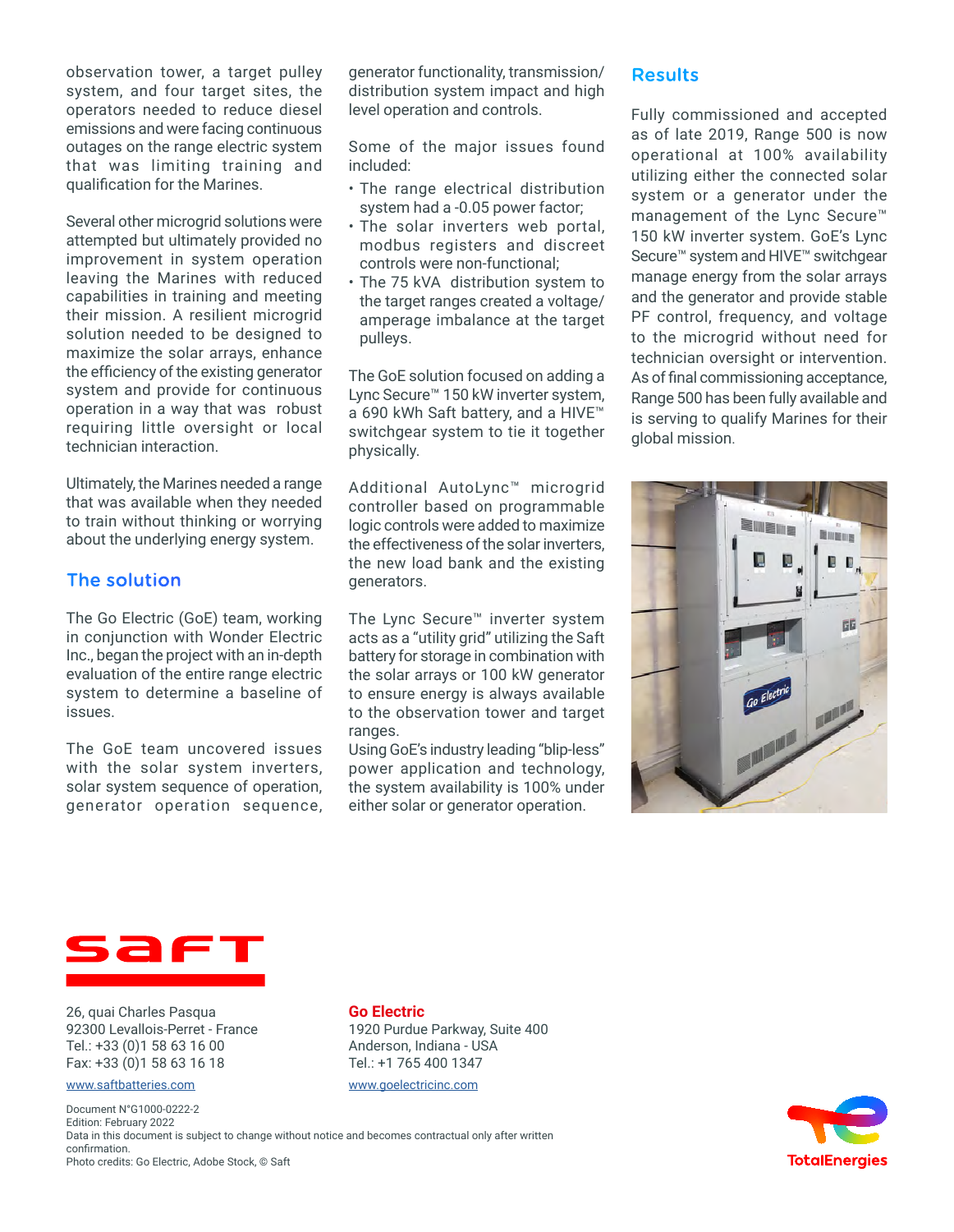observation tower, a target pulley system, and four target sites, the operators needed to reduce diesel emissions and were facing continuous outages on the range electric system that was limiting training and qualification for the Marines.

Several other microgrid solutions were attempted but ultimately provided no improvement in system operation leaving the Marines with reduced capabilities in training and meeting their mission. A resilient microgrid solution needed to be designed to maximize the solar arrays, enhance the efficiency of the existing generator system and provide for continuous operation in a way that was robust requiring little oversight or local technician interaction.

Ultimately, the Marines needed a range that was available when they needed to train without thinking or worrying about the underlying energy system.

## The solution

The Go Electric (GoE) team, working in conjunction with Wonder Electric Inc., began the project with an in-depth evaluation of the entire range electric system to determine a baseline of issues.

The GoE team uncovered issues with the solar system inverters, solar system sequence of operation, generator operation sequence, generator functionality, transmission/distribution system impact and high level operation and controls.

Some of the major issues found included:

- The range electrical distribution system had a -0.05 power factor;
- The solar inverters web portal, modbus registers and discreet controls were non-functional;
- The 75 kVA distribution system to the target ranges created a voltage/amperage imbalance at the target pulleys.

The GoE solution focused on adding a Lync Secure™ 150 kW inverter system, a 690 kWh Saft battery, and a HIVE™ switchgear system to tie it together physically.

Additional AutoLync™ microgrid controller based on programmable logic controls were added to maximize the effectiveness of the solar inverters, the new load bank and the existing generators.

The Lync Secure™ inverter system acts as a "utility grid" utilizing the Saft battery for storage in combination with the solar arrays or 100 kW generator to ensure energy is always available to the observation tower and target ranges.

Using GoE's industry leading "blip-less" power application and technology, the system availability is 100% under either solar or generator operation.

## Results

Fully commissioned and accepted as of late 2019, Range 500 is now operational at 100% availability utilizing either the connected solar system or a generator under the management of the Lync Secure™ 150 kW inverter system. GoE's Lync Secure™ system and HIVE™ switchgear manage energy from the solar arrays and the generator and provide stable PF control, frequency, and voltage to the microgrid without need for technician oversight or intervention. As of final commissioning acceptance, Range 500 has been fully available and is serving to qualify Marines for their global mission.

26, quai Charles Pasqua
92300 Levallois-Perret - France
Tel.: +33 (0)1 58 63 16 00
Fax: +33 (0)1 58 63 16 18
www.saftbatteries.com

**Go Electric**
1920 Purdue Parkway, Suite 400
Anderson, Indiana - USA
Tel.: +1 765 400 1347
www.goelectricinc.com

Document N°G1000-0222-2
Edition: February 2022
Data in this document is subject to change without notice and becomes contractual only after written confirmation.
Photo credits: Go Electric, Adobe Stock, © Saft